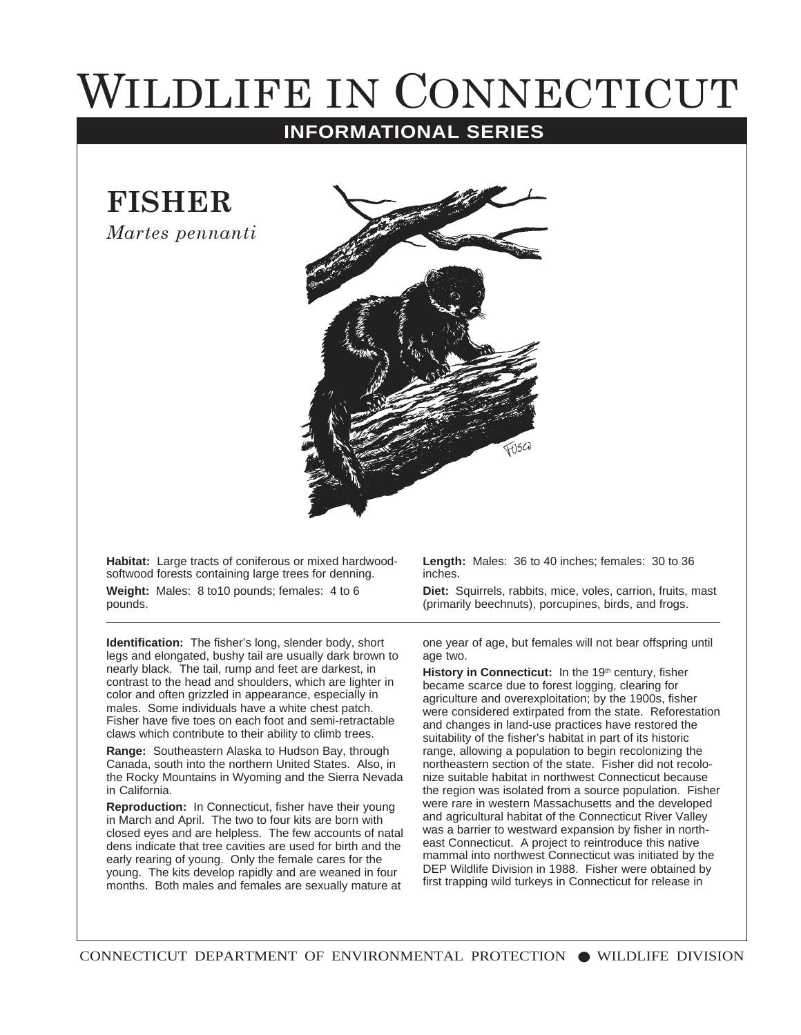# Wildlife in Connecticut

## INFORMATIONAL SERIES

## FISHER

*Martes pennanti*

**Habitat:** Large tracts of coniferous or mixed hardwood-softwood forests containing large trees for denning.

**Weight:** Males: 8 to10 pounds; females: 4 to 6 pounds.

**Length:** Males: 36 to 40 inches; females: 30 to 36 inches.

**Diet:** Squirrels, rabbits, mice, voles, carrion, fruits, mast (primarily beechnuts), porcupines, birds, and frogs.

---

**Identification:** The fisher's long, slender body, short legs and elongated, bushy tail are usually dark brown to nearly black. The tail, rump and feet are darkest, in contrast to the head and shoulders, which are lighter in color and often grizzled in appearance, especially in males. Some individuals have a white chest patch. Fisher have five toes on each foot and semi-retractable claws which contribute to their ability to climb trees.

**Range:** Southeastern Alaska to Hudson Bay, through Canada, south into the northern United States. Also, in the Rocky Mountains in Wyoming and the Sierra Nevada in California.

**Reproduction:** In Connecticut, fisher have their young in March and April. The two to four kits are born with closed eyes and are helpless. The few accounts of natal dens indicate that tree cavities are used for birth and the early rearing of young. Only the female cares for the young. The kits develop rapidly and are weaned in four months. Both males and females are sexually mature at one year of age, but females will not bear offspring until age two.

**History in Connecticut:** In the 19th century, fisher became scarce due to forest logging, clearing for agriculture and overexploitation; by the 1900s, fisher were considered extirpated from the state. Reforestation and changes in land-use practices have restored the suitability of the fisher's habitat in part of its historic range, allowing a population to begin recolonizing the northeastern section of the state. Fisher did not recolonize suitable habitat in northwest Connecticut because the region was isolated from a source population. Fisher were rare in western Massachusetts and the developed and agricultural habitat of the Connecticut River Valley was a barrier to westward expansion by fisher in northeast Connecticut. A project to reintroduce this native mammal into northwest Connecticut was initiated by the DEP Wildlife Division in 1988. Fisher were obtained by first trapping wild turkeys in Connecticut for release in

CONNECTICUT DEPARTMENT OF ENVIRONMENTAL PROTECTION ● WILDLIFE DIVISION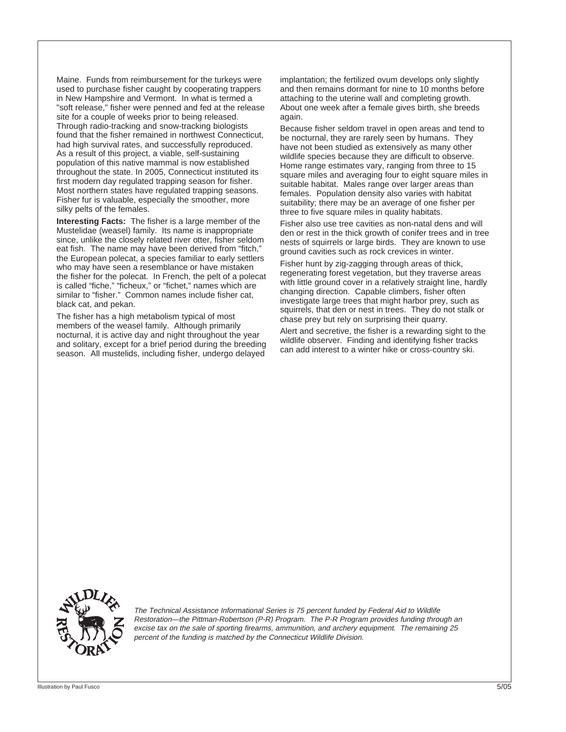Maine. Funds from reimbursement for the turkeys were used to purchase fisher caught by cooperating trappers in New Hampshire and Vermont. In what is termed a "soft release," fisher were penned and fed at the release site for a couple of weeks prior to being released. Through radio-tracking and snow-tracking biologists found that the fisher remained in northwest Connecticut, had high survival rates, and successfully reproduced. As a result of this project, a viable, self-sustaining population of this native mammal is now established throughout the state. In 2005, Connecticut instituted its first modern day regulated trapping season for fisher. Most northern states have regulated trapping seasons. Fisher fur is valuable, especially the smoother, more silky pelts of the females.

**Interesting Facts:** The fisher is a large member of the Mustelidae (weasel) family. Its name is inappropriate since, unlike the closely related river otter, fisher seldom eat fish. The name may have been derived from "fitch," the European polecat, a species familiar to early settlers who may have seen a resemblance or have mistaken the fisher for the polecat. In French, the pelt of a polecat is called "fiche," "ficheux," or "fichet," names which are similar to "fisher." Common names include fisher cat, black cat, and pekan.

The fisher has a high metabolism typical of most members of the weasel family. Although primarily nocturnal, it is active day and night throughout the year and solitary, except for a brief period during the breeding season. All mustelids, including fisher, undergo delayed implantation; the fertilized ovum develops only slightly and then remains dormant for nine to 10 months before attaching to the uterine wall and completing growth. About one week after a female gives birth, she breeds again.

Because fisher seldom travel in open areas and tend to be nocturnal, they are rarely seen by humans. They have not been studied as extensively as many other wildlife species because they are difficult to observe. Home range estimates vary, ranging from three to 15 square miles and averaging four to eight square miles in suitable habitat. Males range over larger areas than females. Population density also varies with habitat suitability; there may be an average of one fisher per three to five square miles in quality habitats.

Fisher also use tree cavities as non-natal dens and will den or rest in the thick growth of conifer trees and in tree nests of squirrels or large birds. They are known to use ground cavities such as rock crevices in winter.

Fisher hunt by zig-zagging through areas of thick, regenerating forest vegetation, but they traverse areas with little ground cover in a relatively straight line, hardly changing direction. Capable climbers, fisher often investigate large trees that might harbor prey, such as squirrels, that den or nest in trees. They do not stalk or chase prey but rely on surprising their quarry.

Alert and secretive, the fisher is a rewarding sight to the wildlife observer. Finding and identifying fisher tracks can add interest to a winter hike or cross-country ski.

WILDLIFE RESTORATION

*The Technical Assistance Informational Series is 75 percent funded by Federal Aid to Wildlife Restoration—the Pittman-Robertson (P-R) Program. The P-R Program provides funding through an excise tax on the sale of sporting firearms, ammunition, and archery equipment. The remaining 25 percent of the funding is matched by the Connecticut Wildlife Division.*

Illustration by Paul Fusco

5/05